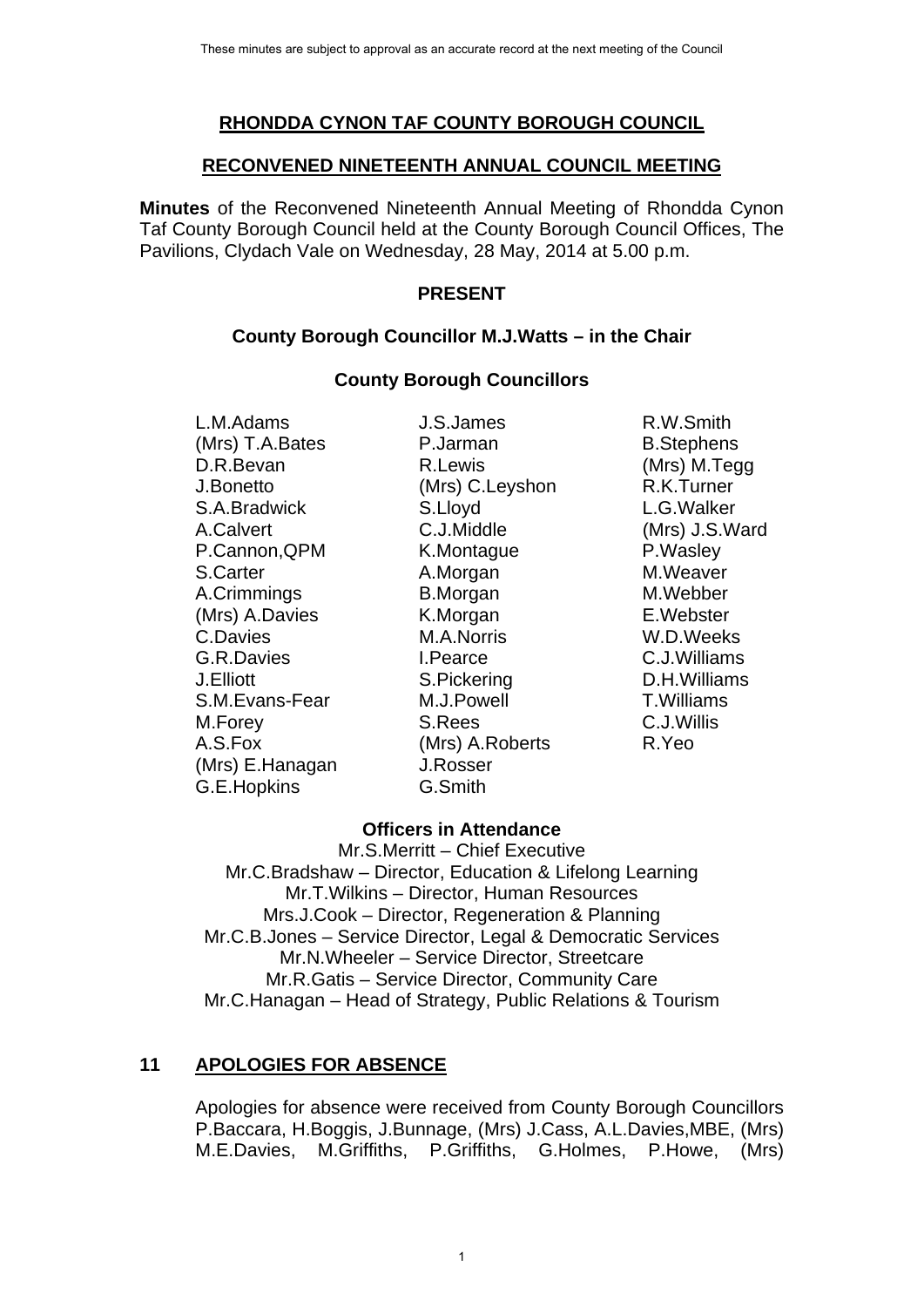These minutes are subject to approval as an accurate record at the next meeting of the Council

# RHONDDA CYNON TAF COUNTY BOROUGH COUNCIL

## RECONVENED NINETEENTH ANNUAL COUNCIL MEETING

**Minutes** of the Reconvened Nineteenth Annual Meeting of Rhondda Cynon Taf County Borough Council held at the County Borough Council Offices, The Pavilions, Clydach Vale on Wednesday, 28 May, 2014 at 5.00 p.m.

### PRESENT

**County Borough Councillor M.J.Watts – in the Chair**

**County Borough Councillors**

| | | |
|---|---|---|
| L.M.Adams | J.S.James | R.W.Smith |
| (Mrs) T.A.Bates | P.Jarman | B.Stephens |
| D.R.Bevan | R.Lewis | (Mrs) M.Tegg |
| J.Bonetto | (Mrs) C.Leyshon | R.K.Turner |
| S.A.Bradwick | S.Lloyd | L.G.Walker |
| A.Calvert | C.J.Middle | (Mrs) J.S.Ward |
| P.Cannon,QPM | K.Montague | P.Wasley |
| S.Carter | A.Morgan | M.Weaver |
| A.Crimmings | B.Morgan | M.Webber |
| (Mrs) A.Davies | K.Morgan | E.Webster |
| C.Davies | M.A.Norris | W.D.Weeks |
| G.R.Davies | I.Pearce | C.J.Williams |
| J.Elliott | S.Pickering | D.H.Williams |
| S.M.Evans-Fear | M.J.Powell | T.Williams |
| M.Forey | S.Rees | C.J.Willis |
| A.S.Fox | (Mrs) A.Roberts | R.Yeo |
| (Mrs) E.Hanagan | J.Rosser | |
| G.E.Hopkins | G.Smith | |

**Officers in Attendance**

Mr.S.Merritt – Chief Executive
Mr.C.Bradshaw – Director, Education & Lifelong Learning
Mr.T.Wilkins – Director, Human Resources
Mrs.J.Cook – Director, Regeneration & Planning
Mr.C.B.Jones – Service Director, Legal & Democratic Services
Mr.N.Wheeler – Service Director, Streetcare
Mr.R.Gatis – Service Director, Community Care
Mr.C.Hanagan – Head of Strategy, Public Relations & Tourism

## 11 APOLOGIES FOR ABSENCE

Apologies for absence were received from County Borough Councillors P.Baccara, H.Boggis, J.Bunnage, (Mrs) J.Cass, A.L.Davies,MBE, (Mrs) M.E.Davies, M.Griffiths, P.Griffiths, G.Holmes, P.Howe, (Mrs)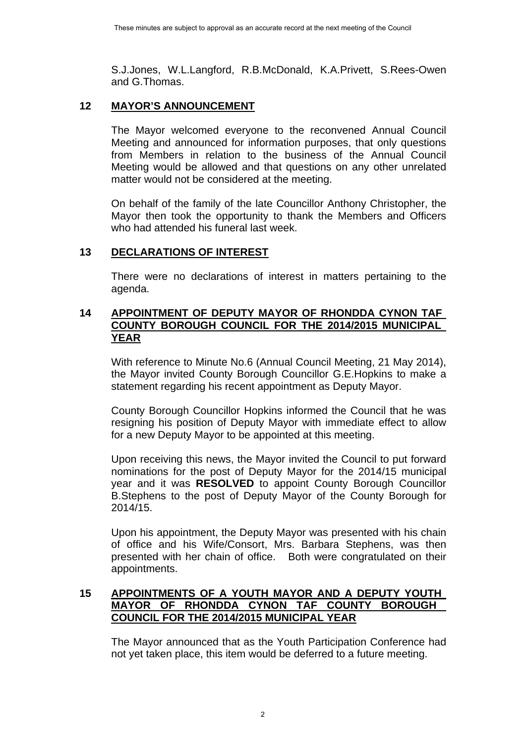S.J.Jones, W.L.Langford, R.B.McDonald, K.A.Privett, S.Rees-Owen and G.Thomas.

## 12 MAYOR'S ANNOUNCEMENT

The Mayor welcomed everyone to the reconvened Annual Council Meeting and announced for information purposes, that only questions from Members in relation to the business of the Annual Council Meeting would be allowed and that questions on any other unrelated matter would not be considered at the meeting.

On behalf of the family of the late Councillor Anthony Christopher, the Mayor then took the opportunity to thank the Members and Officers who had attended his funeral last week.

## 13 DECLARATIONS OF INTEREST

There were no declarations of interest in matters pertaining to the agenda.

## 14 APPOINTMENT OF DEPUTY MAYOR OF RHONDDA CYNON TAF COUNTY BOROUGH COUNCIL FOR THE 2014/2015 MUNICIPAL YEAR

With reference to Minute No.6 (Annual Council Meeting, 21 May 2014), the Mayor invited County Borough Councillor G.E.Hopkins to make a statement regarding his recent appointment as Deputy Mayor.

County Borough Councillor Hopkins informed the Council that he was resigning his position of Deputy Mayor with immediate effect to allow for a new Deputy Mayor to be appointed at this meeting.

Upon receiving this news, the Mayor invited the Council to put forward nominations for the post of Deputy Mayor for the 2014/15 municipal year and it was **RESOLVED** to appoint County Borough Councillor B.Stephens to the post of Deputy Mayor of the County Borough for 2014/15.

Upon his appointment, the Deputy Mayor was presented with his chain of office and his Wife/Consort, Mrs. Barbara Stephens, was then presented with her chain of office. Both were congratulated on their appointments.

## 15 APPOINTMENTS OF A YOUTH MAYOR AND A DEPUTY YOUTH MAYOR OF RHONDDA CYNON TAF COUNTY BOROUGH COUNCIL FOR THE 2014/2015 MUNICIPAL YEAR

The Mayor announced that as the Youth Participation Conference had not yet taken place, this item would be deferred to a future meeting.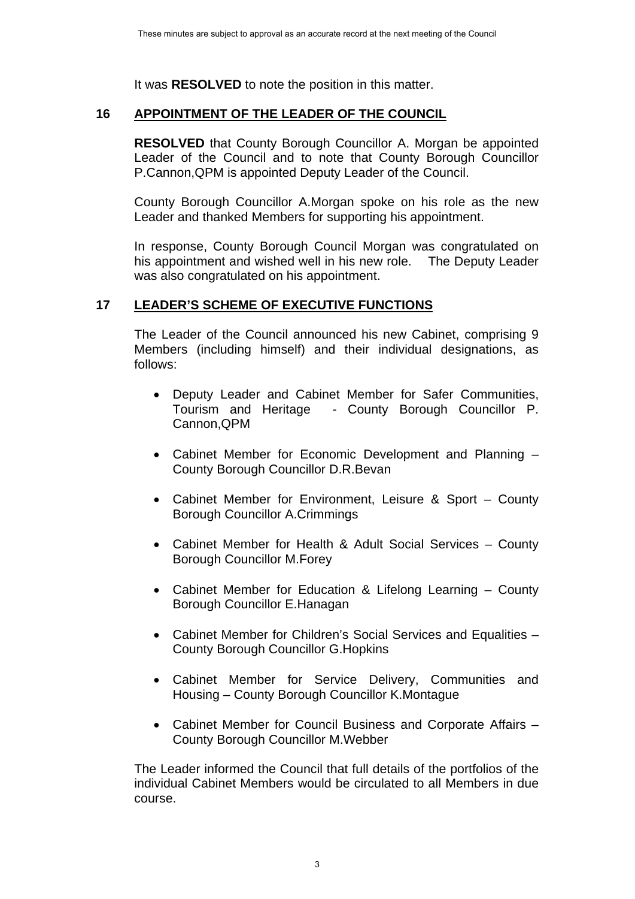It was **RESOLVED** to note the position in this matter.

## 16 APPOINTMENT OF THE LEADER OF THE COUNCIL

**RESOLVED** that County Borough Councillor A. Morgan be appointed Leader of the Council and to note that County Borough Councillor P.Cannon,QPM is appointed Deputy Leader of the Council.

County Borough Councillor A.Morgan spoke on his role as the new Leader and thanked Members for supporting his appointment.

In response, County Borough Council Morgan was congratulated on his appointment and wished well in his new role. The Deputy Leader was also congratulated on his appointment.

## 17 LEADER'S SCHEME OF EXECUTIVE FUNCTIONS

The Leader of the Council announced his new Cabinet, comprising 9 Members (including himself) and their individual designations, as follows:

- Deputy Leader and Cabinet Member for Safer Communities, Tourism and Heritage - County Borough Councillor P. Cannon,QPM
- Cabinet Member for Economic Development and Planning – County Borough Councillor D.R.Bevan
- Cabinet Member for Environment, Leisure & Sport – County Borough Councillor A.Crimmings
- Cabinet Member for Health & Adult Social Services – County Borough Councillor M.Forey
- Cabinet Member for Education & Lifelong Learning – County Borough Councillor E.Hanagan
- Cabinet Member for Children's Social Services and Equalities – County Borough Councillor G.Hopkins
- Cabinet Member for Service Delivery, Communities and Housing – County Borough Councillor K.Montague
- Cabinet Member for Council Business and Corporate Affairs – County Borough Councillor M.Webber

The Leader informed the Council that full details of the portfolios of the individual Cabinet Members would be circulated to all Members in due course.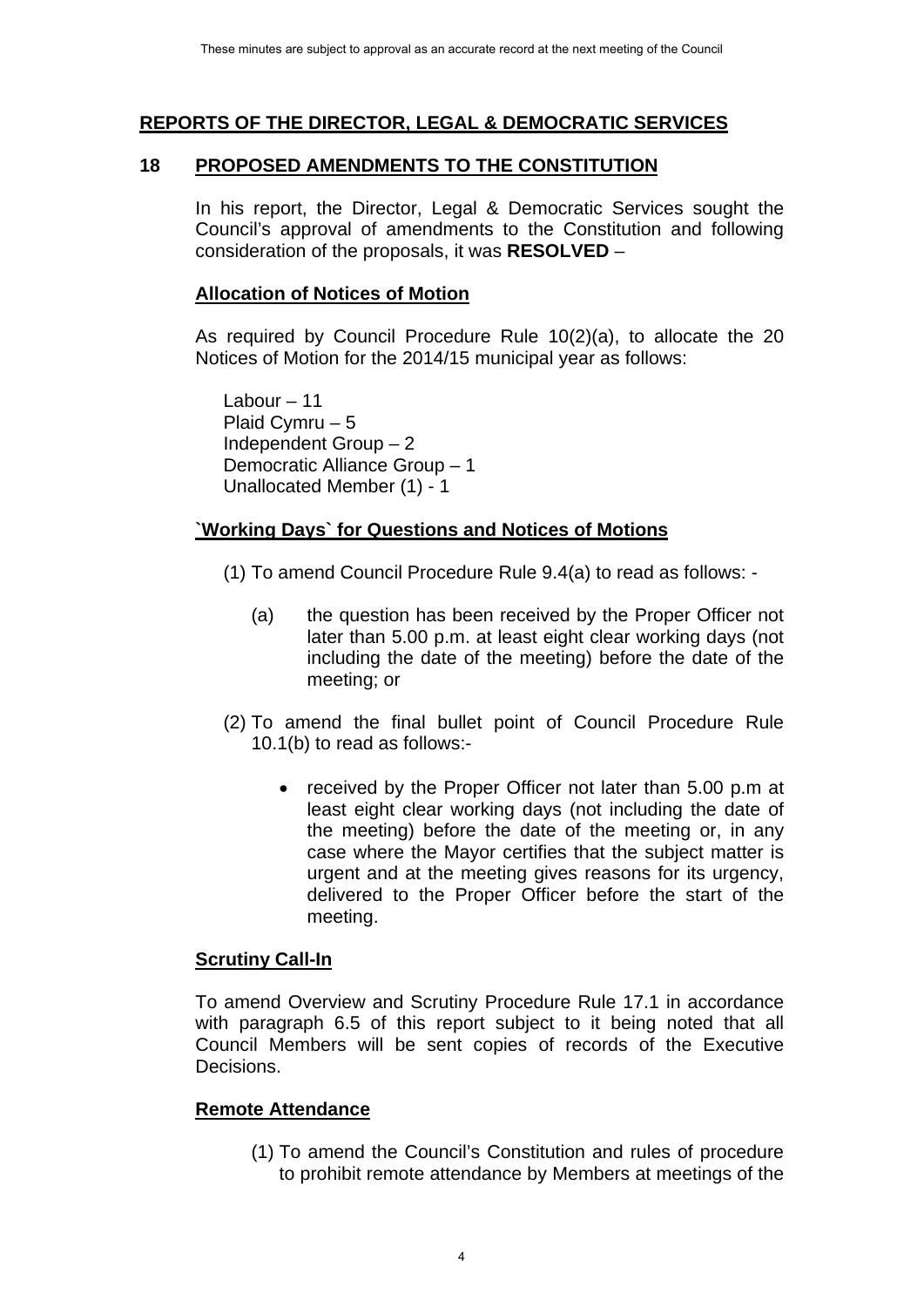## REPORTS OF THE DIRECTOR, LEGAL & DEMOCRATIC SERVICES

### 18 PROPOSED AMENDMENTS TO THE CONSTITUTION

In his report, the Director, Legal & Democratic Services sought the Council's approval of amendments to the Constitution and following consideration of the proposals, it was **RESOLVED** –

**Allocation of Notices of Motion**

As required by Council Procedure Rule 10(2)(a), to allocate the 20 Notices of Motion for the 2014/15 municipal year as follows:

Labour – 11
Plaid Cymru – 5
Independent Group – 2
Democratic Alliance Group – 1
Unallocated Member (1) - 1

**`Working Days` for Questions and Notices of Motions**

(1) To amend Council Procedure Rule 9.4(a) to read as follows: -

(a) the question has been received by the Proper Officer not later than 5.00 p.m. at least eight clear working days (not including the date of the meeting) before the date of the meeting; or

(2) To amend the final bullet point of Council Procedure Rule 10.1(b) to read as follows:-

- received by the Proper Officer not later than 5.00 p.m at least eight clear working days (not including the date of the meeting) before the date of the meeting or, in any case where the Mayor certifies that the subject matter is urgent and at the meeting gives reasons for its urgency, delivered to the Proper Officer before the start of the meeting.

**Scrutiny Call-In**

To amend Overview and Scrutiny Procedure Rule 17.1 in accordance with paragraph 6.5 of this report subject to it being noted that all Council Members will be sent copies of records of the Executive Decisions.

**Remote Attendance**

(1) To amend the Council's Constitution and rules of procedure to prohibit remote attendance by Members at meetings of the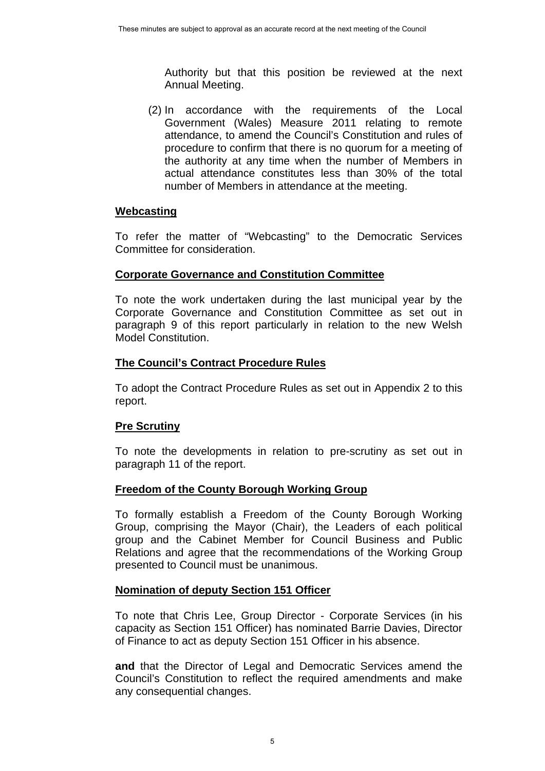Authority but that this position be reviewed at the next Annual Meeting.

(2) In accordance with the requirements of the Local Government (Wales) Measure 2011 relating to remote attendance, to amend the Council's Constitution and rules of procedure to confirm that there is no quorum for a meeting of the authority at any time when the number of Members in actual attendance constitutes less than 30% of the total number of Members in attendance at the meeting.

**Webcasting**

To refer the matter of "Webcasting" to the Democratic Services Committee for consideration.

**Corporate Governance and Constitution Committee**

To note the work undertaken during the last municipal year by the Corporate Governance and Constitution Committee as set out in paragraph 9 of this report particularly in relation to the new Welsh Model Constitution.

**The Council's Contract Procedure Rules**

To adopt the Contract Procedure Rules as set out in Appendix 2 to this report.

**Pre Scrutiny**

To note the developments in relation to pre-scrutiny as set out in paragraph 11 of the report.

**Freedom of the County Borough Working Group**

To formally establish a Freedom of the County Borough Working Group, comprising the Mayor (Chair), the Leaders of each political group and the Cabinet Member for Council Business and Public Relations and agree that the recommendations of the Working Group presented to Council must be unanimous.

**Nomination of deputy Section 151 Officer**

To note that Chris Lee, Group Director - Corporate Services (in his capacity as Section 151 Officer) has nominated Barrie Davies, Director of Finance to act as deputy Section 151 Officer in his absence.

**and** that the Director of Legal and Democratic Services amend the Council's Constitution to reflect the required amendments and make any consequential changes.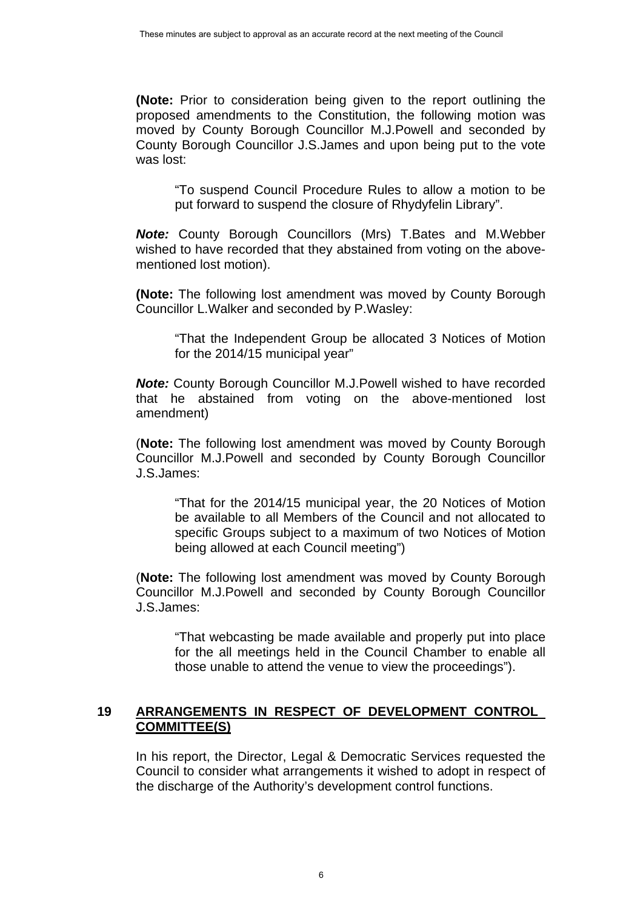**(Note:** Prior to consideration being given to the report outlining the proposed amendments to the Constitution, the following motion was moved by County Borough Councillor M.J.Powell and seconded by County Borough Councillor J.S.James and upon being put to the vote was lost:

> "To suspend Council Procedure Rules to allow a motion to be put forward to suspend the closure of Rhydyfelin Library".

***Note:*** County Borough Councillors (Mrs) T.Bates and M.Webber wished to have recorded that they abstained from voting on the above-mentioned lost motion).

**(Note:** The following lost amendment was moved by County Borough Councillor L.Walker and seconded by P.Wasley:

> "That the Independent Group be allocated 3 Notices of Motion for the 2014/15 municipal year"

***Note:*** County Borough Councillor M.J.Powell wished to have recorded that he abstained from voting on the above-mentioned lost amendment)

(**Note:** The following lost amendment was moved by County Borough Councillor M.J.Powell and seconded by County Borough Councillor J.S.James:

> "That for the 2014/15 municipal year, the 20 Notices of Motion be available to all Members of the Council and not allocated to specific Groups subject to a maximum of two Notices of Motion being allowed at each Council meeting")

(**Note:** The following lost amendment was moved by County Borough Councillor M.J.Powell and seconded by County Borough Councillor J.S.James:

> "That webcasting be made available and properly put into place for the all meetings held in the Council Chamber to enable all those unable to attend the venue to view the proceedings").

## 19 ARRANGEMENTS IN RESPECT OF DEVELOPMENT CONTROL COMMITTEE(S)

In his report, the Director, Legal & Democratic Services requested the Council to consider what arrangements it wished to adopt in respect of the discharge of the Authority's development control functions.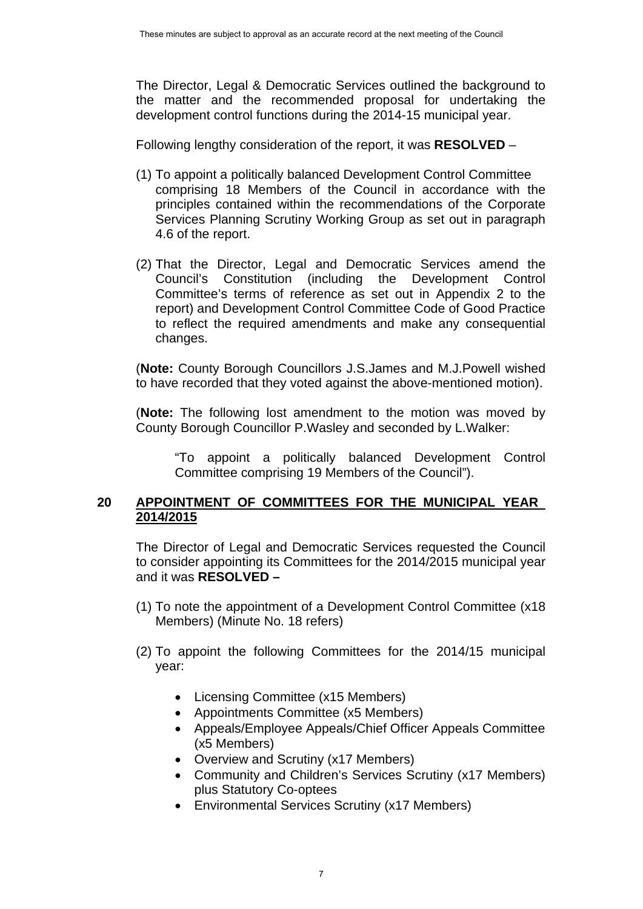The Director, Legal & Democratic Services outlined the background to the matter and the recommended proposal for undertaking the development control functions during the 2014-15 municipal year.

Following lengthy consideration of the report, it was **RESOLVED** –

(1) To appoint a politically balanced Development Control Committee comprising 18 Members of the Council in accordance with the principles contained within the recommendations of the Corporate Services Planning Scrutiny Working Group as set out in paragraph 4.6 of the report.

(2) That the Director, Legal and Democratic Services amend the Council's Constitution (including the Development Control Committee's terms of reference as set out in Appendix 2 to the report) and Development Control Committee Code of Good Practice to reflect the required amendments and make any consequential changes.

(**Note:** County Borough Councillors J.S.James and M.J.Powell wished to have recorded that they voted against the above-mentioned motion).

(**Note:** The following lost amendment to the motion was moved by County Borough Councillor P.Wasley and seconded by L.Walker:

> "To appoint a politically balanced Development Control Committee comprising 19 Members of the Council").

## 20 APPOINTMENT OF COMMITTEES FOR THE MUNICIPAL YEAR 2014/2015

The Director of Legal and Democratic Services requested the Council to consider appointing its Committees for the 2014/2015 municipal year and it was **RESOLVED –**

(1) To note the appointment of a Development Control Committee (x18 Members) (Minute No. 18 refers)

(2) To appoint the following Committees for the 2014/15 municipal year:

- Licensing Committee (x15 Members)
- Appointments Committee (x5 Members)
- Appeals/Employee Appeals/Chief Officer Appeals Committee (x5 Members)
- Overview and Scrutiny (x17 Members)
- Community and Children's Services Scrutiny (x17 Members) plus Statutory Co-optees
- Environmental Services Scrutiny (x17 Members)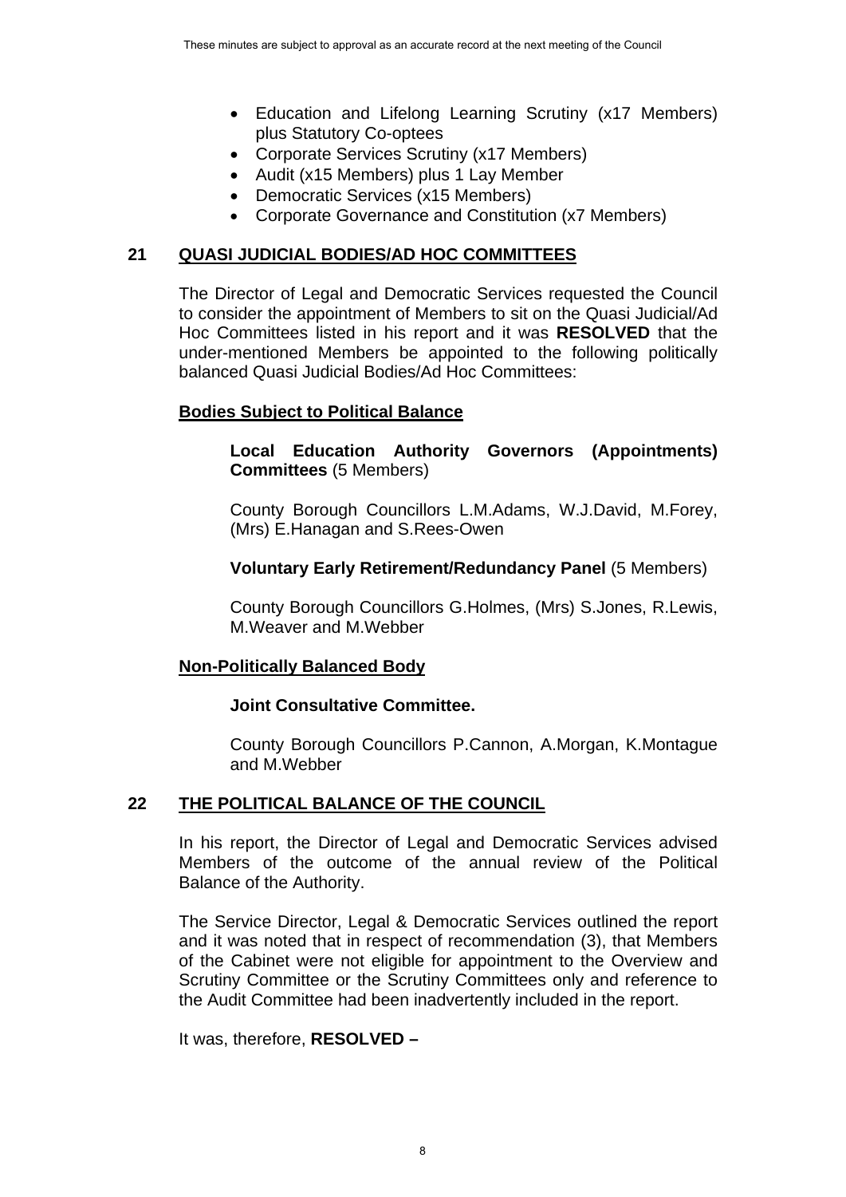- Education and Lifelong Learning Scrutiny (x17 Members) plus Statutory Co-optees
- Corporate Services Scrutiny (x17 Members)
- Audit (x15 Members) plus 1 Lay Member
- Democratic Services (x15 Members)
- Corporate Governance and Constitution (x7 Members)

## 21 QUASI JUDICIAL BODIES/AD HOC COMMITTEES

The Director of Legal and Democratic Services requested the Council to consider the appointment of Members to sit on the Quasi Judicial/Ad Hoc Committees listed in his report and it was **RESOLVED** that the under-mentioned Members be appointed to the following politically balanced Quasi Judicial Bodies/Ad Hoc Committees:

**Bodies Subject to Political Balance**

**Local Education Authority Governors (Appointments) Committees** (5 Members)

County Borough Councillors L.M.Adams, W.J.David, M.Forey, (Mrs) E.Hanagan and S.Rees-Owen

**Voluntary Early Retirement/Redundancy Panel** (5 Members)

County Borough Councillors G.Holmes, (Mrs) S.Jones, R.Lewis, M.Weaver and M.Webber

**Non-Politically Balanced Body**

**Joint Consultative Committee.**

County Borough Councillors P.Cannon, A.Morgan, K.Montague and M.Webber

## 22 THE POLITICAL BALANCE OF THE COUNCIL

In his report, the Director of Legal and Democratic Services advised Members of the outcome of the annual review of the Political Balance of the Authority.

The Service Director, Legal & Democratic Services outlined the report and it was noted that in respect of recommendation (3), that Members of the Cabinet were not eligible for appointment to the Overview and Scrutiny Committee or the Scrutiny Committees only and reference to the Audit Committee had been inadvertently included in the report.

It was, therefore, **RESOLVED –**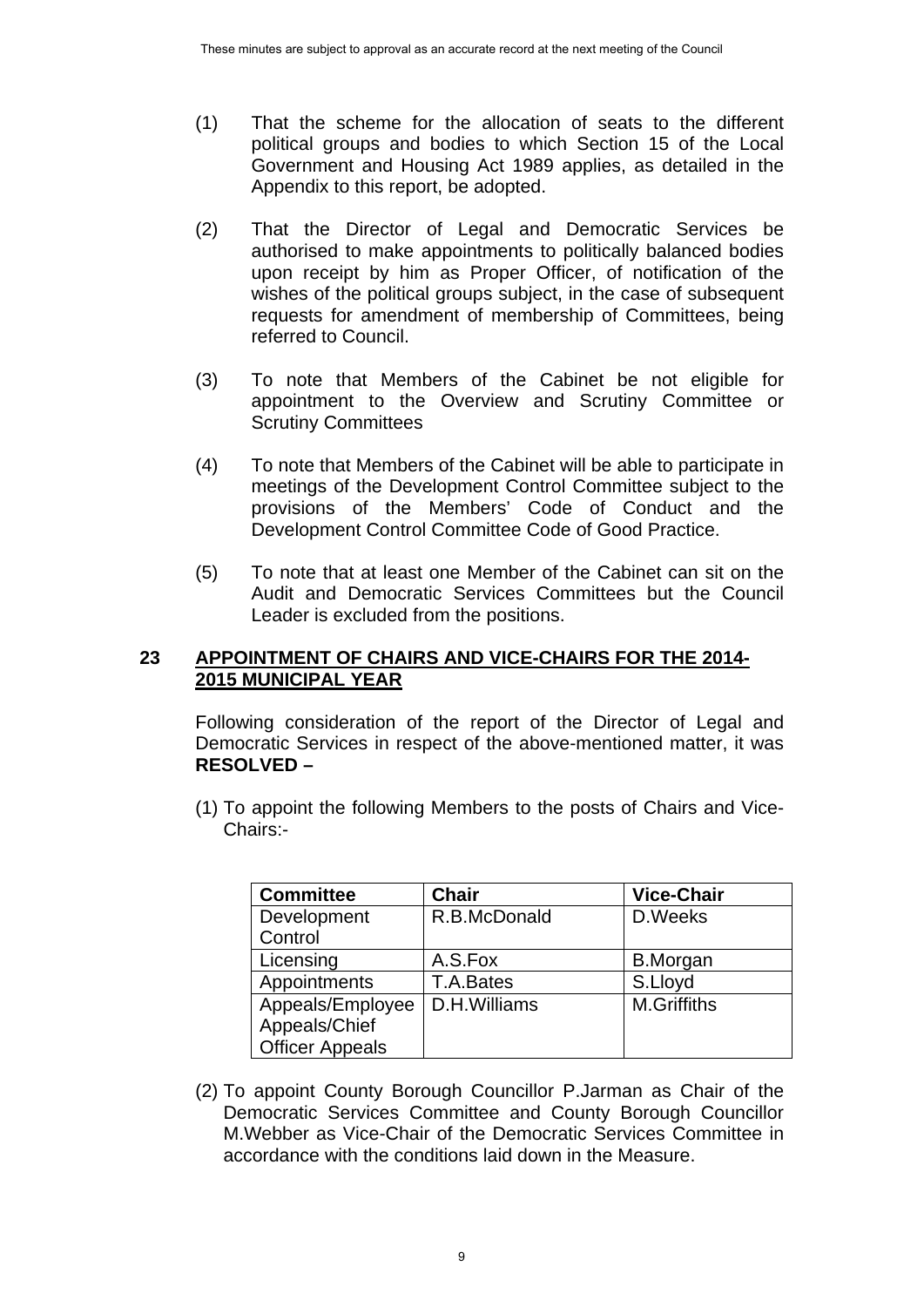(1) That the scheme for the allocation of seats to the different political groups and bodies to which Section 15 of the Local Government and Housing Act 1989 applies, as detailed in the Appendix to this report, be adopted.

(2) That the Director of Legal and Democratic Services be authorised to make appointments to politically balanced bodies upon receipt by him as Proper Officer, of notification of the wishes of the political groups subject, in the case of subsequent requests for amendment of membership of Committees, being referred to Council.

(3) To note that Members of the Cabinet be not eligible for appointment to the Overview and Scrutiny Committee or Scrutiny Committees

(4) To note that Members of the Cabinet will be able to participate in meetings of the Development Control Committee subject to the provisions of the Members' Code of Conduct and the Development Control Committee Code of Good Practice.

(5) To note that at least one Member of the Cabinet can sit on the Audit and Democratic Services Committees but the Council Leader is excluded from the positions.

## 23 APPOINTMENT OF CHAIRS AND VICE-CHAIRS FOR THE 2014-2015 MUNICIPAL YEAR

Following consideration of the report of the Director of Legal and Democratic Services in respect of the above-mentioned matter, it was **RESOLVED –**

(1) To appoint the following Members to the posts of Chairs and Vice-Chairs:-

| Committee | Chair | Vice-Chair |
|---|---|---|
| Development Control | R.B.McDonald | D.Weeks |
| Licensing | A.S.Fox | B.Morgan |
| Appointments | T.A.Bates | S.Lloyd |
| Appeals/Employee Appeals/Chief Officer Appeals | D.H.Williams | M.Griffiths |

(2) To appoint County Borough Councillor P.Jarman as Chair of the Democratic Services Committee and County Borough Councillor M.Webber as Vice-Chair of the Democratic Services Committee in accordance with the conditions laid down in the Measure.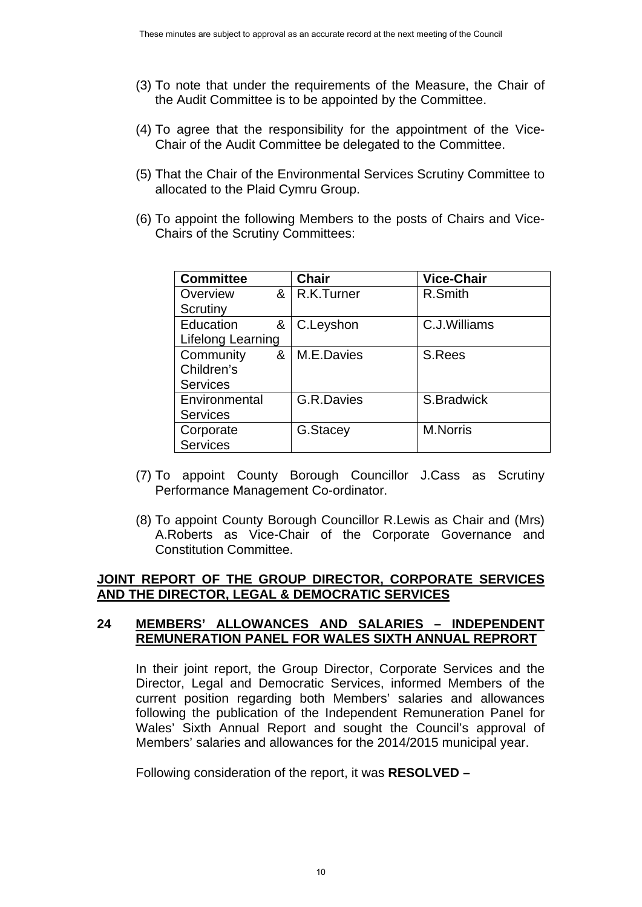(3) To note that under the requirements of the Measure, the Chair of the Audit Committee is to be appointed by the Committee.

(4) To agree that the responsibility for the appointment of the Vice-Chair of the Audit Committee be delegated to the Committee.

(5) That the Chair of the Environmental Services Scrutiny Committee to allocated to the Plaid Cymru Group.

(6) To appoint the following Members to the posts of Chairs and Vice-Chairs of the Scrutiny Committees:

| Committee | Chair | Vice-Chair |
|---|---|---|
| Overview & Scrutiny | R.K.Turner | R.Smith |
| Education & Lifelong Learning | C.Leyshon | C.J.Williams |
| Community & Children's Services | M.E.Davies | S.Rees |
| Environmental Services | G.R.Davies | S.Bradwick |
| Corporate Services | G.Stacey | M.Norris |

(7) To appoint County Borough Councillor J.Cass as Scrutiny Performance Management Co-ordinator.

(8) To appoint County Borough Councillor R.Lewis as Chair and (Mrs) A.Roberts as Vice-Chair of the Corporate Governance and Constitution Committee.

**JOINT REPORT OF THE GROUP DIRECTOR, CORPORATE SERVICES AND THE DIRECTOR, LEGAL & DEMOCRATIC SERVICES**

**24 MEMBERS' ALLOWANCES AND SALARIES – INDEPENDENT REMUNERATION PANEL FOR WALES SIXTH ANNUAL REPRORT**

In their joint report, the Group Director, Corporate Services and the Director, Legal and Democratic Services, informed Members of the current position regarding both Members' salaries and allowances following the publication of the Independent Remuneration Panel for Wales' Sixth Annual Report and sought the Council's approval of Members' salaries and allowances for the 2014/2015 municipal year.

Following consideration of the report, it was **RESOLVED –**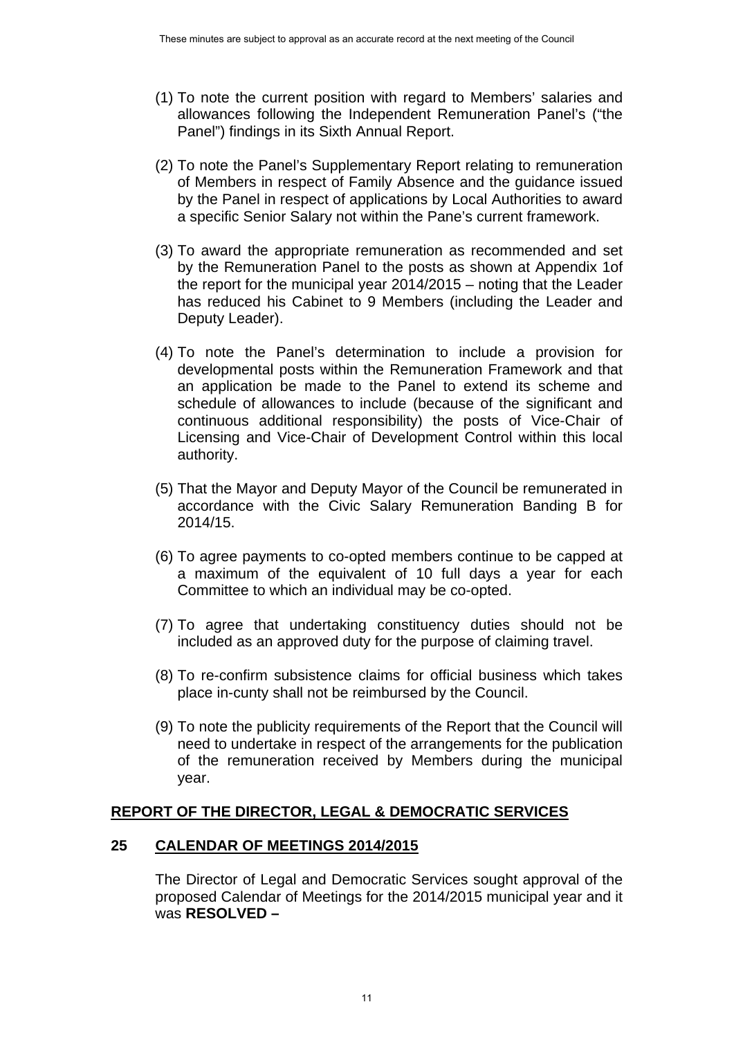(1) To note the current position with regard to Members' salaries and allowances following the Independent Remuneration Panel's ("the Panel") findings in its Sixth Annual Report.

(2) To note the Panel's Supplementary Report relating to remuneration of Members in respect of Family Absence and the guidance issued by the Panel in respect of applications by Local Authorities to award a specific Senior Salary not within the Pane's current framework.

(3) To award the appropriate remuneration as recommended and set by the Remuneration Panel to the posts as shown at Appendix 1of the report for the municipal year 2014/2015 – noting that the Leader has reduced his Cabinet to 9 Members (including the Leader and Deputy Leader).

(4) To note the Panel's determination to include a provision for developmental posts within the Remuneration Framework and that an application be made to the Panel to extend its scheme and schedule of allowances to include (because of the significant and continuous additional responsibility) the posts of Vice-Chair of Licensing and Vice-Chair of Development Control within this local authority.

(5) That the Mayor and Deputy Mayor of the Council be remunerated in accordance with the Civic Salary Remuneration Banding B for 2014/15.

(6) To agree payments to co-opted members continue to be capped at a maximum of the equivalent of 10 full days a year for each Committee to which an individual may be co-opted.

(7) To agree that undertaking constituency duties should not be included as an approved duty for the purpose of claiming travel.

(8) To re-confirm subsistence claims for official business which takes place in-cunty shall not be reimbursed by the Council.

(9) To note the publicity requirements of the Report that the Council will need to undertake in respect of the arrangements for the publication of the remuneration received by Members during the municipal year.

## REPORT OF THE DIRECTOR, LEGAL & DEMOCRATIC SERVICES

### 25 CALENDAR OF MEETINGS 2014/2015

The Director of Legal and Democratic Services sought approval of the proposed Calendar of Meetings for the 2014/2015 municipal year and it was **RESOLVED –**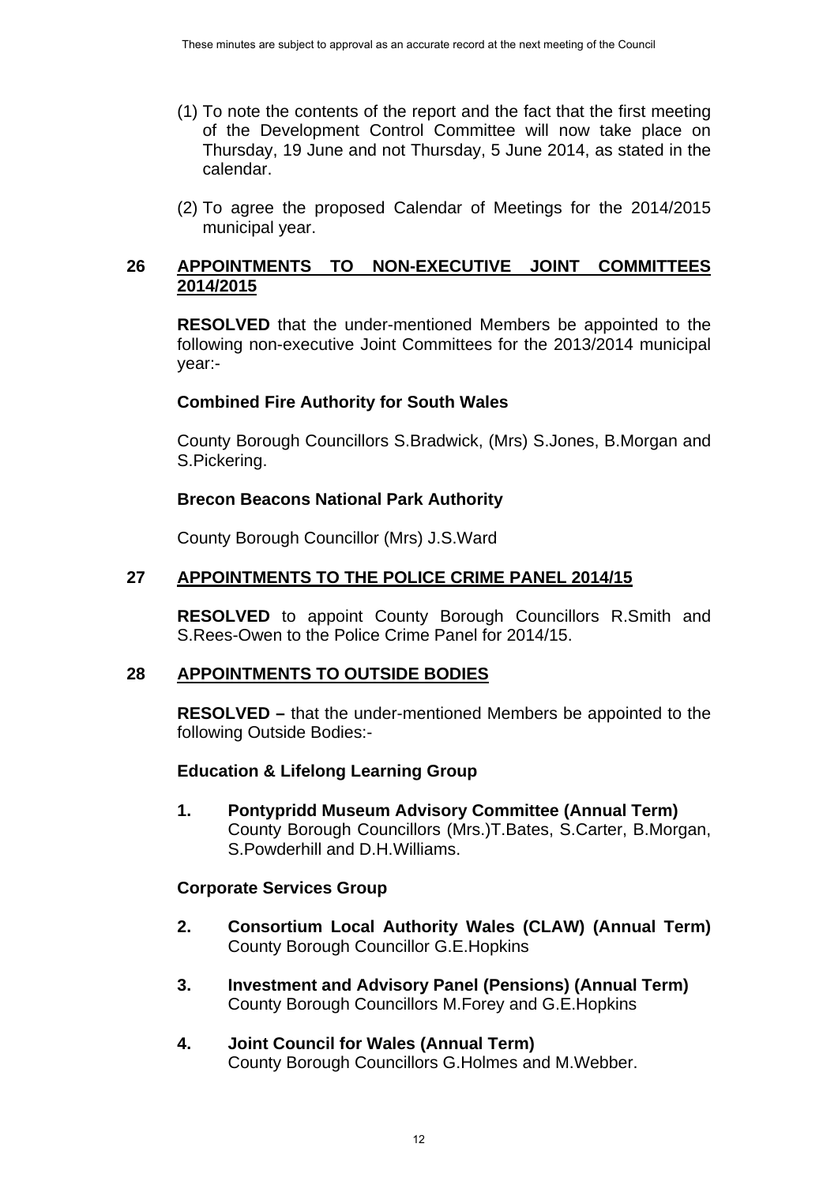(1) To note the contents of the report and the fact that the first meeting of the Development Control Committee will now take place on Thursday, 19 June and not Thursday, 5 June 2014, as stated in the calendar.

(2) To agree the proposed Calendar of Meetings for the 2014/2015 municipal year.

## 26 APPOINTMENTS TO NON-EXECUTIVE JOINT COMMITTEES 2014/2015

**RESOLVED** that the under-mentioned Members be appointed to the following non-executive Joint Committees for the 2013/2014 municipal year:-

**Combined Fire Authority for South Wales**

County Borough Councillors S.Bradwick, (Mrs) S.Jones, B.Morgan and S.Pickering.

**Brecon Beacons National Park Authority**

County Borough Councillor (Mrs) J.S.Ward

## 27 APPOINTMENTS TO THE POLICE CRIME PANEL 2014/15

**RESOLVED** to appoint County Borough Councillors R.Smith and S.Rees-Owen to the Police Crime Panel for 2014/15.

## 28 APPOINTMENTS TO OUTSIDE BODIES

**RESOLVED –** that the under-mentioned Members be appointed to the following Outside Bodies:-

**Education & Lifelong Learning Group**

1. **Pontypridd Museum Advisory Committee (Annual Term)** County Borough Councillors (Mrs.)T.Bates, S.Carter, B.Morgan, S.Powderhill and D.H.Williams.

**Corporate Services Group**

2. **Consortium Local Authority Wales (CLAW) (Annual Term)** County Borough Councillor G.E.Hopkins

3. **Investment and Advisory Panel (Pensions) (Annual Term)** County Borough Councillors M.Forey and G.E.Hopkins

4. **Joint Council for Wales (Annual Term)** County Borough Councillors G.Holmes and M.Webber.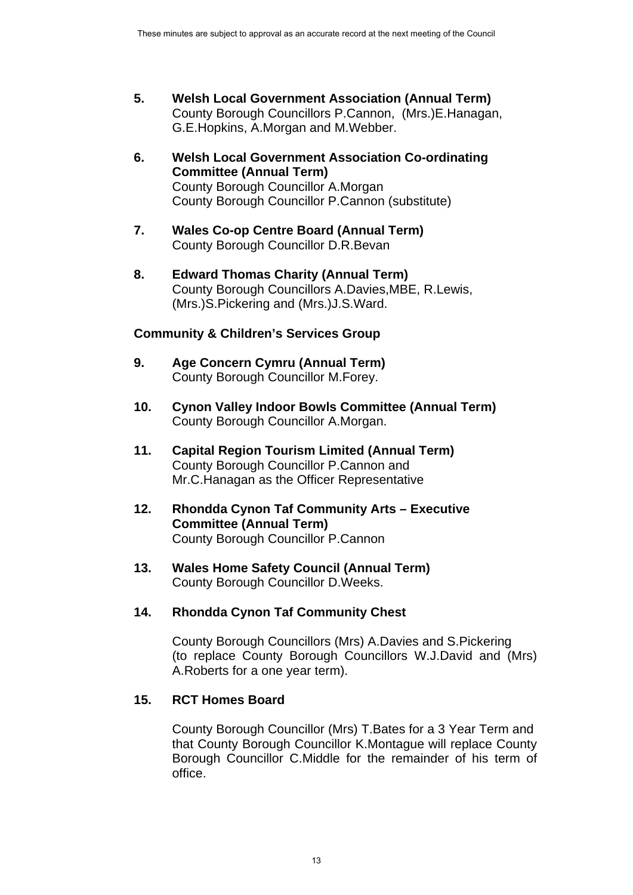5. **Welsh Local Government Association (Annual Term)**
   County Borough Councillors P.Cannon, (Mrs.)E.Hanagan, G.E.Hopkins, A.Morgan and M.Webber.

6. **Welsh Local Government Association Co-ordinating Committee (Annual Term)**
   County Borough Councillor A.Morgan
   County Borough Councillor P.Cannon (substitute)

7. **Wales Co-op Centre Board (Annual Term)**
   County Borough Councillor D.R.Bevan

8. **Edward Thomas Charity (Annual Term)**
   County Borough Councillors A.Davies,MBE, R.Lewis, (Mrs.)S.Pickering and (Mrs.)J.S.Ward.

**Community & Children's Services Group**

9. **Age Concern Cymru (Annual Term)**
   County Borough Councillor M.Forey.

10. **Cynon Valley Indoor Bowls Committee (Annual Term)**
    County Borough Councillor A.Morgan.

11. **Capital Region Tourism Limited (Annual Term)**
    County Borough Councillor P.Cannon and Mr.C.Hanagan as the Officer Representative

12. **Rhondda Cynon Taf Community Arts – Executive Committee (Annual Term)**
    County Borough Councillor P.Cannon

13. **Wales Home Safety Council (Annual Term)**
    County Borough Councillor D.Weeks.

14. **Rhondda Cynon Taf Community Chest**

    County Borough Councillors (Mrs) A.Davies and S.Pickering (to replace County Borough Councillors W.J.David and (Mrs) A.Roberts for a one year term).

15. **RCT Homes Board**

    County Borough Councillor (Mrs) T.Bates for a 3 Year Term and that County Borough Councillor K.Montague will replace County Borough Councillor C.Middle for the remainder of his term of office.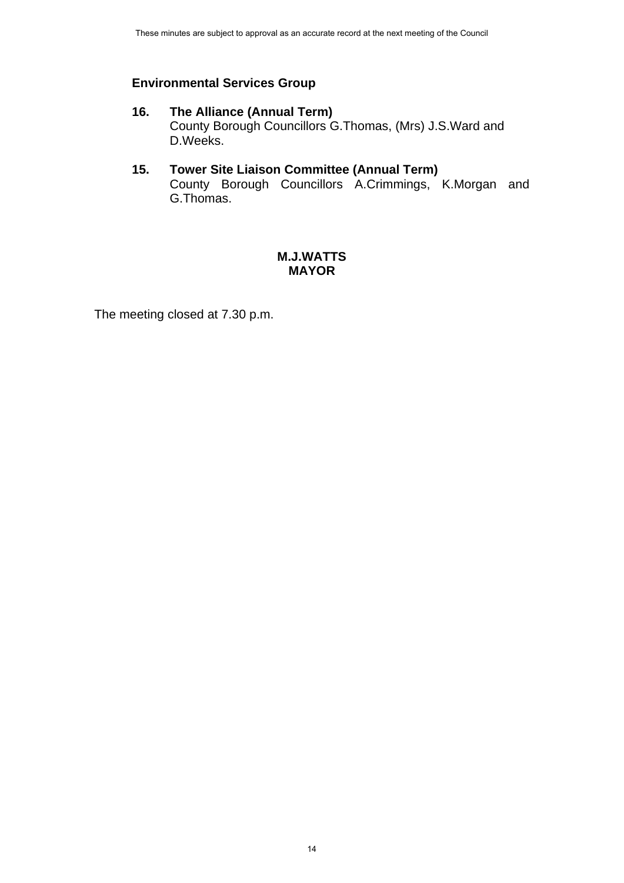## Environmental Services Group

**16. The Alliance (Annual Term)**
County Borough Councillors G.Thomas, (Mrs) J.S.Ward and D.Weeks.

**15. Tower Site Liaison Committee (Annual Term)**
County Borough Councillors A.Crimmings, K.Morgan and G.Thomas.

**M.J.WATTS**
**MAYOR**

The meeting closed at 7.30 p.m.